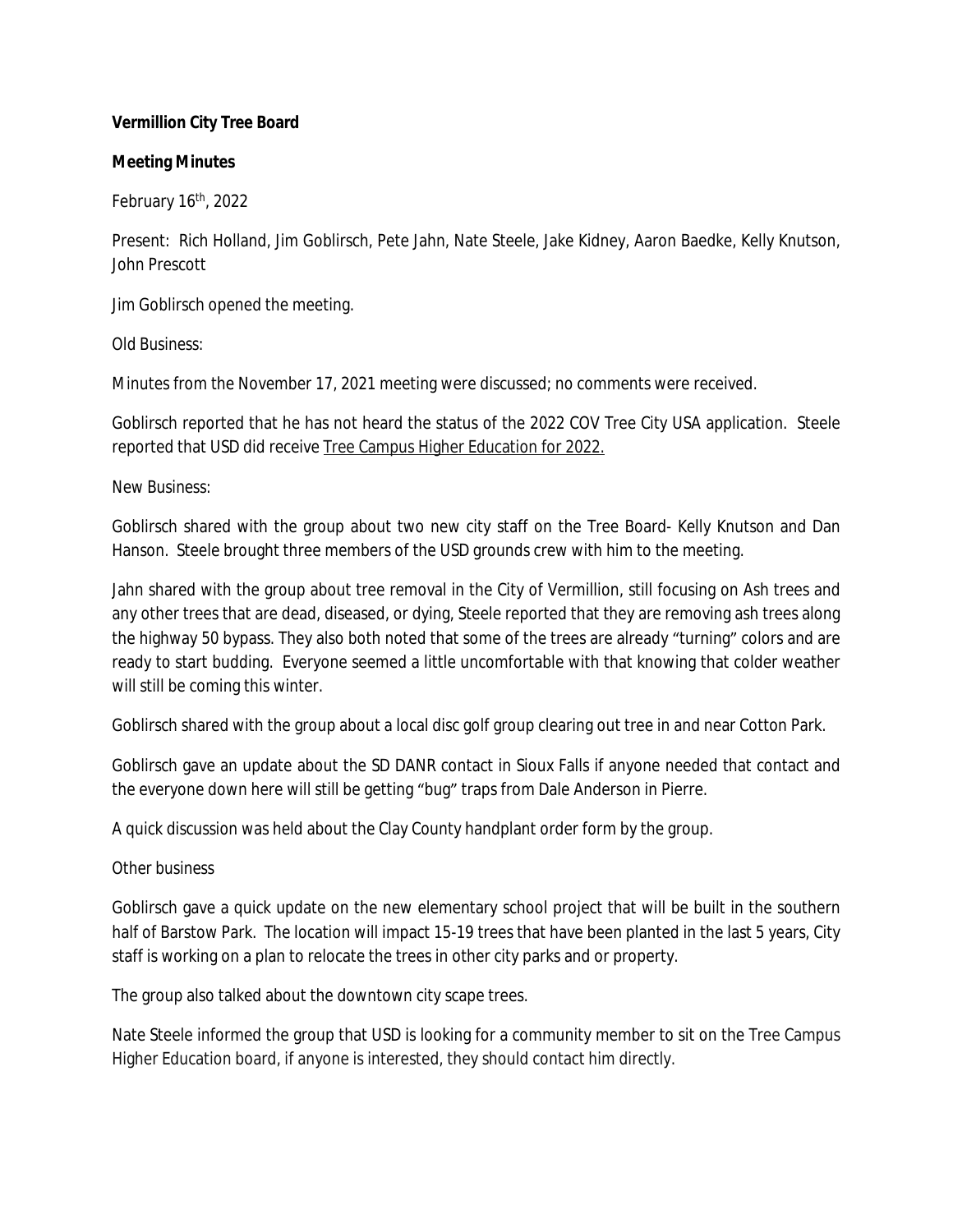**Vermillion City Tree Board**

**Meeting Minutes**

February 16th, 2022

Present: Rich Holland, Jim Goblirsch, Pete Jahn, Nate Steele, Jake Kidney, Aaron Baedke, Kelly Knutson, John Prescott

Jim Goblirsch opened the meeting.

Old Business:

Minutes from the November 17, 2021 meeting were discussed; no comments were received.

Goblirsch reported that he has not heard the status of the 2022 COV Tree City USA application. Steele reported that USD did receive <u>Tree Campus Higher Education for 2022.</u>

New Business:

Goblirsch shared with the group about two new city staff on the Tree Board- Kelly Knutson and Dan Hanson. Steele brought three members of the USD grounds crew with him to the meeting.

Jahn shared with the group about tree removal in the City of Vermillion, still focusing on Ash trees and any other trees that are dead, diseased, or dying, Steele reported that they are removing ash trees along the highway 50 bypass. They also both noted that some of the trees are already "turning" colors and are ready to start budding. Everyone seemed a little uncomfortable with that knowing that colder weather will still be coming this winter.

Goblirsch shared with the group about a local disc golf group clearing out tree in and near Cotton Park.

Goblirsch gave an update about the SD DANR contact in Sioux Falls if anyone needed that contact and the everyone down here will still be getting "bug" traps from Dale Anderson in Pierre.

A quick discussion was held about the Clay County handplant order form by the group.

Other business

Goblirsch gave a quick update on the new elementary school project that will be built in the southern half of Barstow Park. The location will impact 15-19 trees that have been planted in the last 5 years, City staff is working on a plan to relocate the trees in other city parks and or property.

The group also talked about the downtown city scape trees.

Nate Steele informed the group that USD is looking for a community member to sit on the Tree Campus Higher Education board, if anyone is interested, they should contact him directly.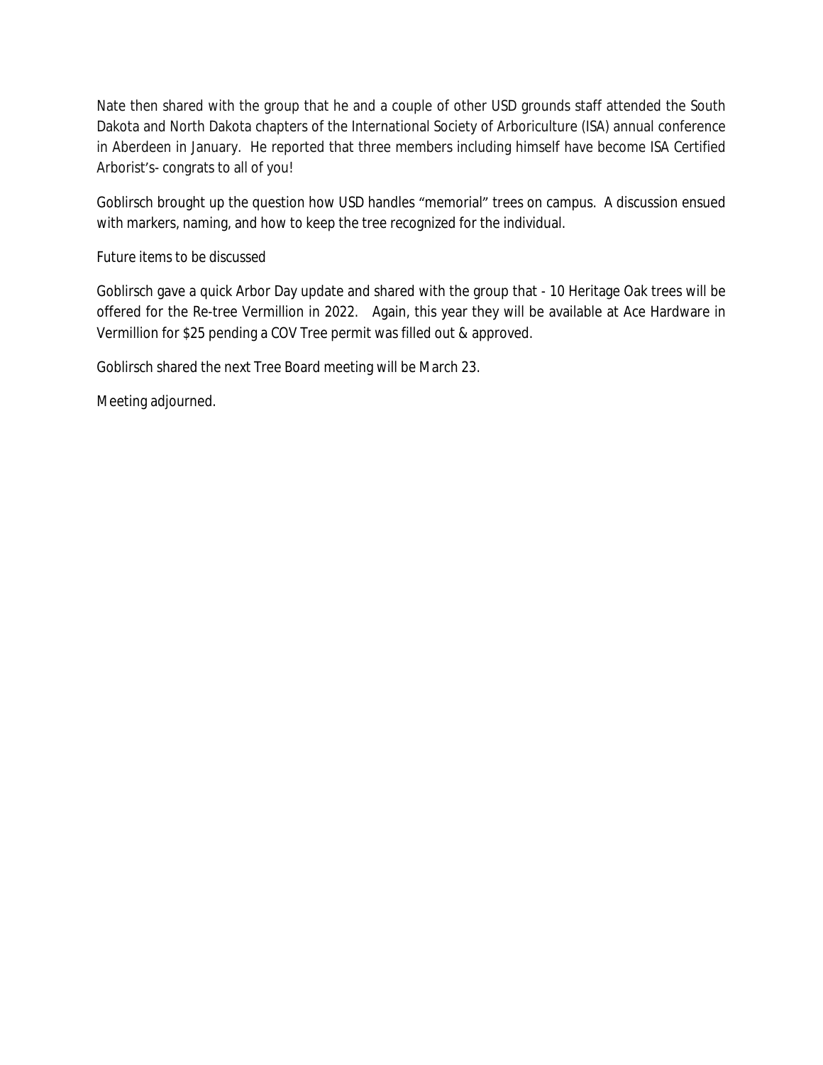Nate then shared with the group that he and a couple of other USD grounds staff attended the South Dakota and North Dakota chapters of the International Society of Arboriculture (ISA) annual conference in Aberdeen in January. He reported that three members including himself have become ISA Certified Arborist's- congrats to all of you!

Goblirsch brought up the question how USD handles "memorial" trees on campus. A discussion ensued with markers, naming, and how to keep the tree recognized for the individual.

Future items to be discussed

Goblirsch gave a quick Arbor Day update and shared with the group that - 10 Heritage Oak trees will be offered for the Re-tree Vermillion in 2022. Again, this year they will be available at Ace Hardware in Vermillion for $25 pending a COV Tree permit was filled out & approved.

Goblirsch shared the next Tree Board meeting will be March 23.

Meeting adjourned.